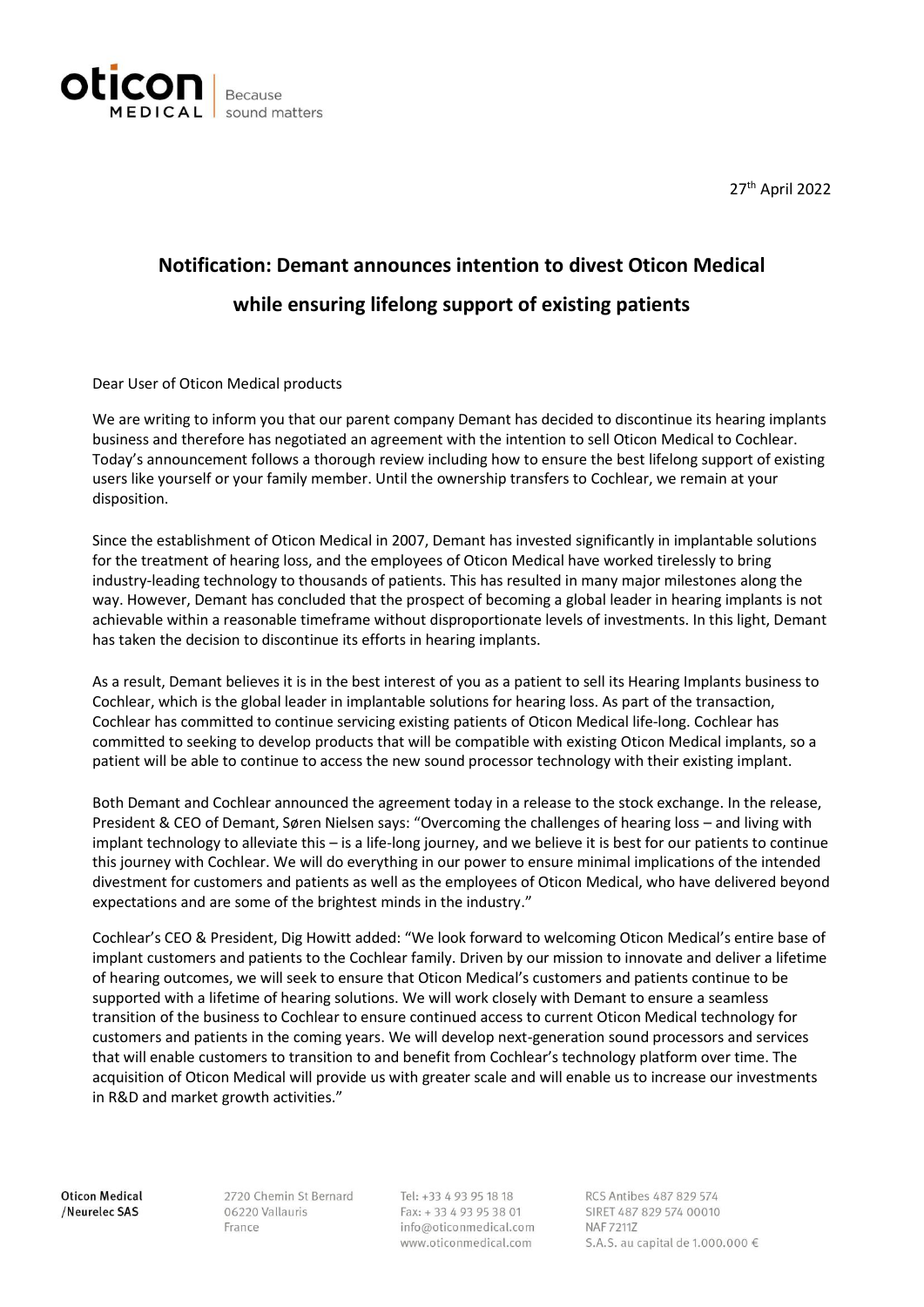27th April 2022

# Notification: Demant announces intention to divest Oticon Medical while ensuring lifelong support of existing patients

Dear User of Oticon Medical products

We are writing to inform you that our parent company Demant has decided to discontinue its hearing implants business and therefore has negotiated an agreement with the intention to sell Oticon Medical to Cochlear. Today's announcement follows a thorough review including how to ensure the best lifelong support of existing users like yourself or your family member. Until the ownership transfers to Cochlear, we remain at your disposition.

Since the establishment of Oticon Medical in 2007, Demant has invested significantly in implantable solutions for the treatment of hearing loss, and the employees of Oticon Medical have worked tirelessly to bring industry-leading technology to thousands of patients. This has resulted in many major milestones along the way. However, Demant has concluded that the prospect of becoming a global leader in hearing implants is not achievable within a reasonable timeframe without disproportionate levels of investments. In this light, Demant has taken the decision to discontinue its efforts in hearing implants.

As a result, Demant believes it is in the best interest of you as a patient to sell its Hearing Implants business to Cochlear, which is the global leader in implantable solutions for hearing loss. As part of the transaction, Cochlear has committed to continue servicing existing patients of Oticon Medical life-long. Cochlear has committed to seeking to develop products that will be compatible with existing Oticon Medical implants, so a patient will be able to continue to access the new sound processor technology with their existing implant.

Both Demant and Cochlear announced the agreement today in a release to the stock exchange. In the release, President & CEO of Demant, Søren Nielsen says: "Overcoming the challenges of hearing loss – and living with implant technology to alleviate this – is a life-long journey, and we believe it is best for our patients to continue this journey with Cochlear. We will do everything in our power to ensure minimal implications of the intended divestment for customers and patients as well as the employees of Oticon Medical, who have delivered beyond expectations and are some of the brightest minds in the industry."

Cochlear's CEO & President, Dig Howitt added: "We look forward to welcoming Oticon Medical's entire base of implant customers and patients to the Cochlear family. Driven by our mission to innovate and deliver a lifetime of hearing outcomes, we will seek to ensure that Oticon Medical's customers and patients continue to be supported with a lifetime of hearing solutions. We will work closely with Demant to ensure a seamless transition of the business to Cochlear to ensure continued access to current Oticon Medical technology for customers and patients in the coming years. We will develop next-generation sound processors and services that will enable customers to transition to and benefit from Cochlear's technology platform over time. The acquisition of Oticon Medical will provide us with greater scale and will enable us to increase our investments in R&D and market growth activities."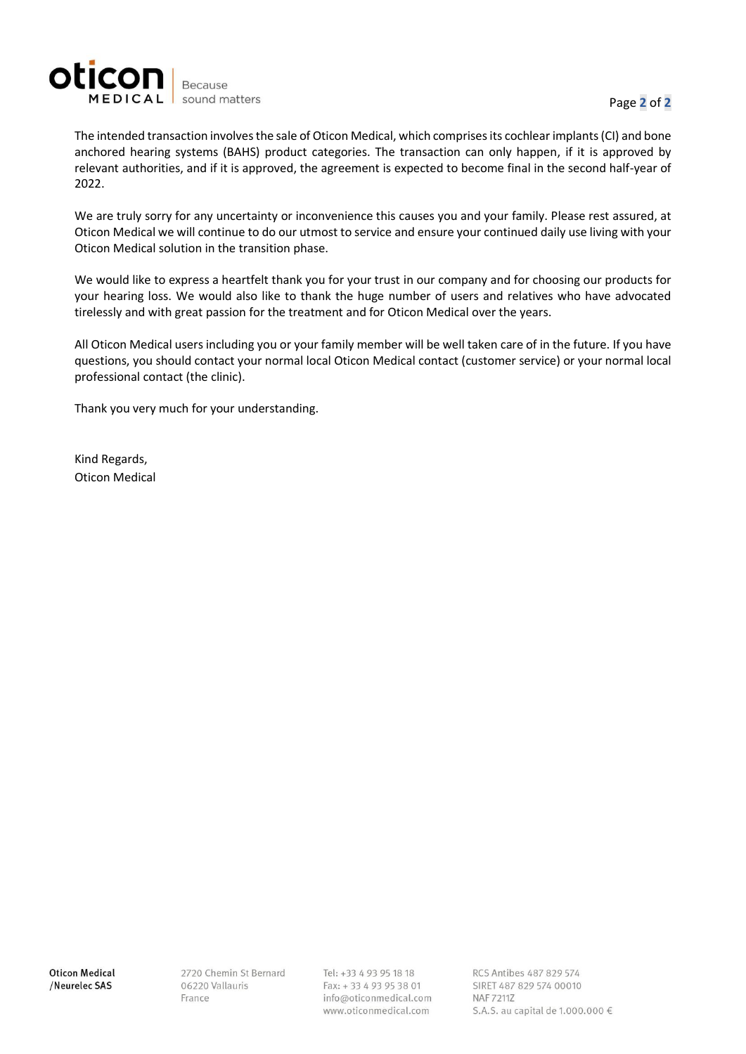The intended transaction involves the sale of Oticon Medical, which comprises its cochlear implants (CI) and bone anchored hearing systems (BAHS) product categories. The transaction can only happen, if it is approved by relevant authorities, and if it is approved, the agreement is expected to become final in the second half-year of 2022.

We are truly sorry for any uncertainty or inconvenience this causes you and your family. Please rest assured, at Oticon Medical we will continue to do our utmost to service and ensure your continued daily use living with your Oticon Medical solution in the transition phase.

We would like to express a heartfelt thank you for your trust in our company and for choosing our products for your hearing loss. We would also like to thank the huge number of users and relatives who have advocated tirelessly and with great passion for the treatment and for Oticon Medical over the years.

All Oticon Medical users including you or your family member will be well taken care of in the future. If you have questions, you should contact your normal local Oticon Medical contact (customer service) or your normal local professional contact (the clinic).

Thank you very much for your understanding.

Kind Regards,
Oticon Medical

**Oticon Medical /Neurelec SAS**
2720 Chemin St Bernard
06220 Vallauris
France

Tel: +33 4 93 95 18 18
Fax: + 33 4 93 95 38 01
info@oticonmedical.com
www.oticonmedical.com

RCS Antibes 487 829 574
SIRET 487 829 574 00010
NAF 7211Z
S.A.S. au capital de 1.000.000 €